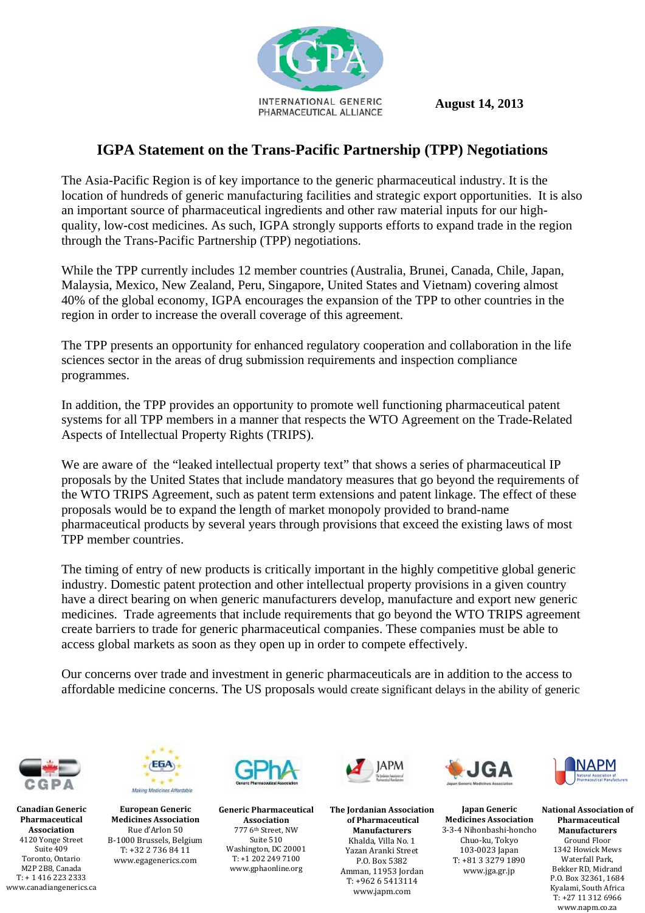INTERNATIONAL GENERIC PHARMACEUTICAL ALLIANCE

**August 14, 2013**

## IGPA Statement on the Trans-Pacific Partnership (TPP) Negotiations

The Asia-Pacific Region is of key importance to the generic pharmaceutical industry. It is the location of hundreds of generic manufacturing facilities and strategic export opportunities. It is also an important source of pharmaceutical ingredients and other raw material inputs for our high-quality, low-cost medicines. As such, IGPA strongly supports efforts to expand trade in the region through the Trans-Pacific Partnership (TPP) negotiations.

While the TPP currently includes 12 member countries (Australia, Brunei, Canada, Chile, Japan, Malaysia, Mexico, New Zealand, Peru, Singapore, United States and Vietnam) covering almost 40% of the global economy, IGPA encourages the expansion of the TPP to other countries in the region in order to increase the overall coverage of this agreement.

The TPP presents an opportunity for enhanced regulatory cooperation and collaboration in the life sciences sector in the areas of drug submission requirements and inspection compliance programmes.

In addition, the TPP provides an opportunity to promote well functioning pharmaceutical patent systems for all TPP members in a manner that respects the WTO Agreement on the Trade-Related Aspects of Intellectual Property Rights (TRIPS).

We are aware of the "leaked intellectual property text" that shows a series of pharmaceutical IP proposals by the United States that include mandatory measures that go beyond the requirements of the WTO TRIPS Agreement, such as patent term extensions and patent linkage. The effect of these proposals would be to expand the length of market monopoly provided to brand-name pharmaceutical products by several years through provisions that exceed the existing laws of most TPP member countries.

The timing of entry of new products is critically important in the highly competitive global generic industry. Domestic patent protection and other intellectual property provisions in a given country have a direct bearing on when generic manufacturers develop, manufacture and export new generic medicines. Trade agreements that include requirements that go beyond the WTO TRIPS agreement create barriers to trade for generic pharmaceutical companies. These companies must be able to access global markets as soon as they open up in order to compete effectively.

Our concerns over trade and investment in generic pharmaceuticals are in addition to the access to affordable medicine concerns. The US proposals would create significant delays in the ability of generic

---

**Canadian Generic Pharmaceutical Association**
4120 Yonge Street
Suite 409
Toronto, Ontario
M2P 2B8, Canada
T: + 1 416 223 2333
www.canadiangenerics.ca

**European Generic Medicines Association**
Rue d'Arlon 50
B-1000 Brussels, Belgium
T: +32 2 736 84 11
www.egagenerics.com

**Generic Pharmaceutical Association**
777 6th Street, NW
Suite 510
Washington, DC 20001
T: +1 202 249 7100
www.gphaonline.org

**The Jordanian Association of Pharmaceutical Manufacturers**
Khalda, Villa No. 1
Yazan Aranki Street
P.O. Box 5382
Amman, 11953 Jordan
T: +962 6 5413114
www.japm.com

**Japan Generic Medicines Association**
3-3-4 Nihonbashi-honcho
Chuo-ku, Tokyo
103-0023 Japan
T: +81 3 3279 1890
www.jga.gr.jp

**National Association of Pharmaceutical Manufacturers**
Ground Floor
1342 Howick Mews
Waterfall Park,
Bekker RD, Midrand
P.O. Box 32361, 1684
Kyalami, South Africa
T: +27 11 312 6966
www.napm.co.za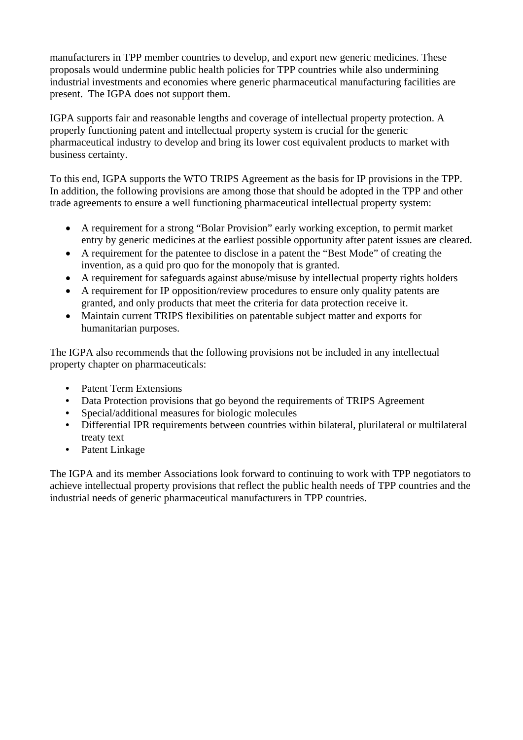manufacturers in TPP member countries to develop, and export new generic medicines. These proposals would undermine public health policies for TPP countries while also undermining industrial investments and economies where generic pharmaceutical manufacturing facilities are present. The IGPA does not support them.

IGPA supports fair and reasonable lengths and coverage of intellectual property protection. A properly functioning patent and intellectual property system is crucial for the generic pharmaceutical industry to develop and bring its lower cost equivalent products to market with business certainty.

To this end, IGPA supports the WTO TRIPS Agreement as the basis for IP provisions in the TPP. In addition, the following provisions are among those that should be adopted in the TPP and other trade agreements to ensure a well functioning pharmaceutical intellectual property system:

- A requirement for a strong "Bolar Provision" early working exception, to permit market entry by generic medicines at the earliest possible opportunity after patent issues are cleared.
- A requirement for the patentee to disclose in a patent the "Best Mode" of creating the invention, as a quid pro quo for the monopoly that is granted.
- A requirement for safeguards against abuse/misuse by intellectual property rights holders
- A requirement for IP opposition/review procedures to ensure only quality patents are granted, and only products that meet the criteria for data protection receive it.
- Maintain current TRIPS flexibilities on patentable subject matter and exports for humanitarian purposes.

The IGPA also recommends that the following provisions not be included in any intellectual property chapter on pharmaceuticals:

- Patent Term Extensions
- Data Protection provisions that go beyond the requirements of TRIPS Agreement
- Special/additional measures for biologic molecules
- Differential IPR requirements between countries within bilateral, plurilateral or multilateral treaty text
- Patent Linkage

The IGPA and its member Associations look forward to continuing to work with TPP negotiators to achieve intellectual property provisions that reflect the public health needs of TPP countries and the industrial needs of generic pharmaceutical manufacturers in TPP countries.